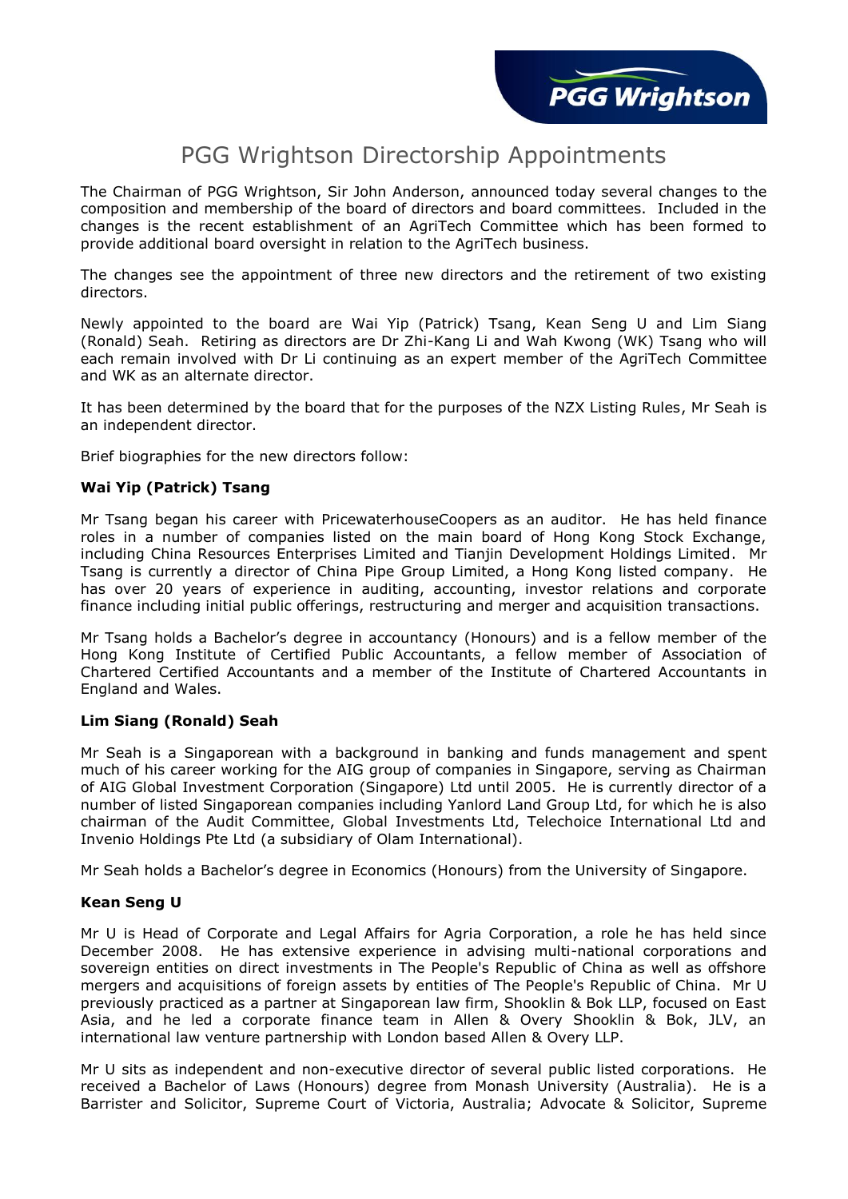# PGG Wrightson Directorship Appointments

The Chairman of PGG Wrightson, Sir John Anderson, announced today several changes to the composition and membership of the board of directors and board committees. Included in the changes is the recent establishment of an AgriTech Committee which has been formed to provide additional board oversight in relation to the AgriTech business.

The changes see the appointment of three new directors and the retirement of two existing directors.

Newly appointed to the board are Wai Yip (Patrick) Tsang, Kean Seng U and Lim Siang (Ronald) Seah. Retiring as directors are Dr Zhi-Kang Li and Wah Kwong (WK) Tsang who will each remain involved with Dr Li continuing as an expert member of the AgriTech Committee and WK as an alternate director.

It has been determined by the board that for the purposes of the NZX Listing Rules, Mr Seah is an independent director.

Brief biographies for the new directors follow:

**Wai Yip (Patrick) Tsang**

Mr Tsang began his career with PricewaterhouseCoopers as an auditor. He has held finance roles in a number of companies listed on the main board of Hong Kong Stock Exchange, including China Resources Enterprises Limited and Tianjin Development Holdings Limited. Mr Tsang is currently a director of China Pipe Group Limited, a Hong Kong listed company. He has over 20 years of experience in auditing, accounting, investor relations and corporate finance including initial public offerings, restructuring and merger and acquisition transactions.

Mr Tsang holds a Bachelor's degree in accountancy (Honours) and is a fellow member of the Hong Kong Institute of Certified Public Accountants, a fellow member of Association of Chartered Certified Accountants and a member of the Institute of Chartered Accountants in England and Wales.

**Lim Siang (Ronald) Seah**

Mr Seah is a Singaporean with a background in banking and funds management and spent much of his career working for the AIG group of companies in Singapore, serving as Chairman of AIG Global Investment Corporation (Singapore) Ltd until 2005. He is currently director of a number of listed Singaporean companies including Yanlord Land Group Ltd, for which he is also chairman of the Audit Committee, Global Investments Ltd, Telechoice International Ltd and Invenio Holdings Pte Ltd (a subsidiary of Olam International).

Mr Seah holds a Bachelor's degree in Economics (Honours) from the University of Singapore.

**Kean Seng U**

Mr U is Head of Corporate and Legal Affairs for Agria Corporation, a role he has held since December 2008. He has extensive experience in advising multi-national corporations and sovereign entities on direct investments in The People's Republic of China as well as offshore mergers and acquisitions of foreign assets by entities of The People's Republic of China. Mr U previously practiced as a partner at Singaporean law firm, Shooklin & Bok LLP, focused on East Asia, and he led a corporate finance team in Allen & Overy Shooklin & Bok, JLV, an international law venture partnership with London based Allen & Overy LLP.

Mr U sits as independent and non-executive director of several public listed corporations. He received a Bachelor of Laws (Honours) degree from Monash University (Australia). He is a Barrister and Solicitor, Supreme Court of Victoria, Australia; Advocate & Solicitor, Supreme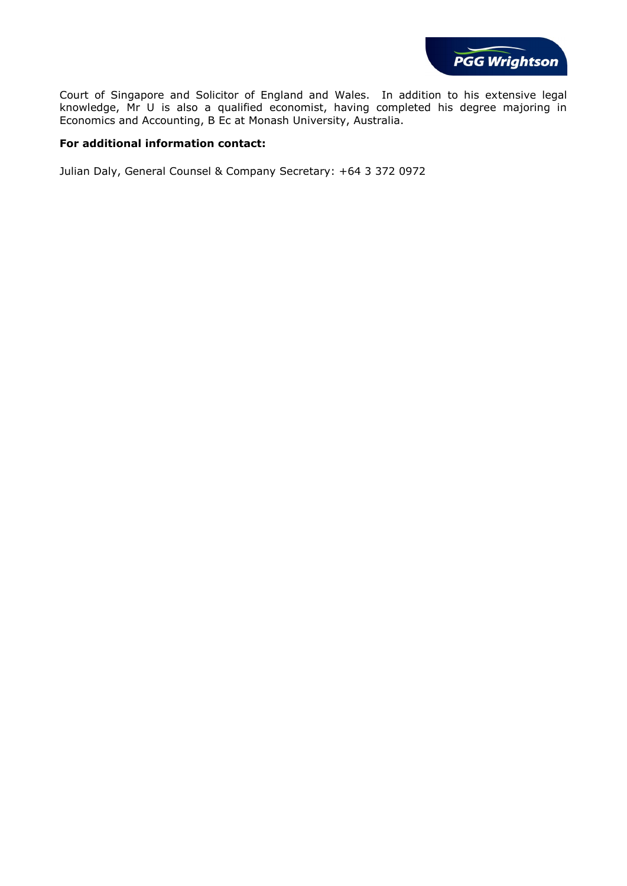Court of Singapore and Solicitor of England and Wales. In addition to his extensive legal knowledge, Mr U is also a qualified economist, having completed his degree majoring in Economics and Accounting, B Ec at Monash University, Australia.

**For additional information contact:**

Julian Daly, General Counsel & Company Secretary: +64 3 372 0972